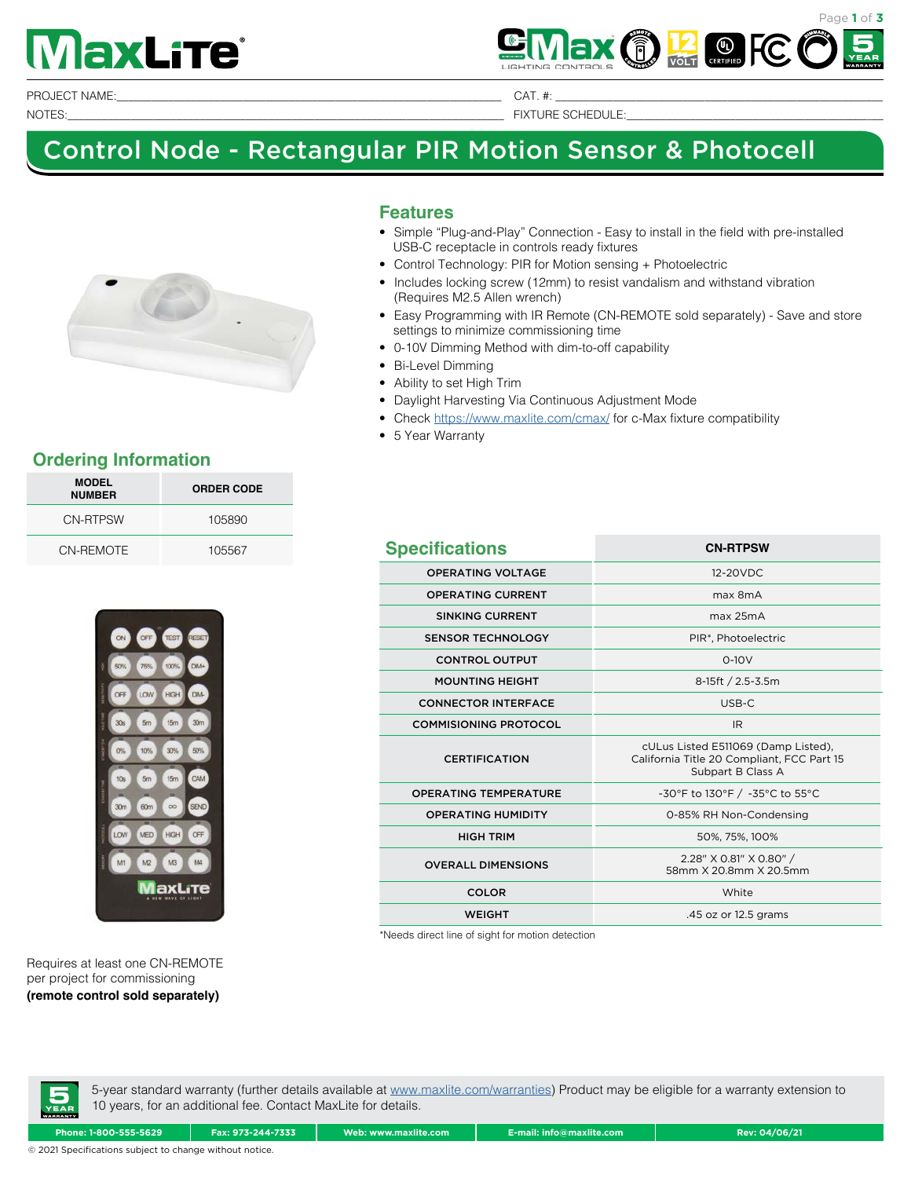PROJECT NAME:\_\_\_\_\_\_\_\_\_\_\_\_\_\_\_\_\_\_\_\_ CAT. #: \_\_\_\_\_\_\_\_\_\_\_\_\_\_\_\_\_\_\_\_

NOTES:\_\_\_\_\_\_\_\_\_\_\_\_\_\_\_\_\_\_\_\_ FIXTURE SCHEDULE:\_\_\_\_\_\_\_\_\_\_\_\_\_\_\_\_\_\_\_\_

# Control Node - Rectangular PIR Motion Sensor & Photocell

## Features

- Simple "Plug-and-Play" Connection - Easy to install in the field with pre-installed USB-C receptacle in controls ready fixtures
- Control Technology: PIR for Motion sensing + Photoelectric
- Includes locking screw (12mm) to resist vandalism and withstand vibration (Requires M2.5 Allen wrench)
- Easy Programming with IR Remote (CN-REMOTE sold separately) - Save and store settings to minimize commissioning time
- 0-10V Dimming Method with dim-to-off capability
- Bi-Level Dimming
- Ability to set High Trim
- Daylight Harvesting Via Continuous Adjustment Mode
- Check https://www.maxlite.com/cmax/ for c-Max fixture compatibility
- 5 Year Warranty

## Ordering Information

| MODEL NUMBER | ORDER CODE |
|---|---|
| CN-RTPSW | 105890 |
| CN-REMOTE | 105567 |

Requires at least one CN-REMOTE per project for commissioning
**(remote control sold separately)**

## Specifications

| | CN-RTPSW |
|---|---|
| OPERATING VOLTAGE | 12-20VDC |
| OPERATING CURRENT | max 8mA |
| SINKING CURRENT | max 25mA |
| SENSOR TECHNOLOGY | PIR*, Photoelectric |
| CONTROL OUTPUT | 0-10V |
| MOUNTING HEIGHT | 8-15ft / 2.5-3.5m |
| CONNECTOR INTERFACE | USB-C |
| COMMISIONING PROTOCOL | IR |
| CERTIFICATION | cULus Listed E511069 (Damp Listed), California Title 20 Compliant, FCC Part 15 Subpart B Class A |
| OPERATING TEMPERATURE | -30°F to 130°F / -35°C to 55°C |
| OPERATING HUMIDITY | 0-85% RH Non-Condensing |
| HIGH TRIM | 50%, 75%, 100% |
| OVERALL DIMENSIONS | 2.28" X 0.81" X 0.80" / 58mm X 20.8mm X 20.5mm |
| COLOR | White |
| WEIGHT | .45 oz or 12.5 grams |

*Needs direct line of sight for motion detection

5-year standard warranty (further details available at www.maxlite.com/warranties) Product may be eligible for a warranty extension to 10 years, for an additional fee. Contact MaxLite for details.

Phone: 1-800-555-5629 | Fax: 973-244-7333 | Web: www.maxlite.com | E-mail: info@maxlite.com | Rev: 04/06/21

© 2021 Specifications subject to change without notice.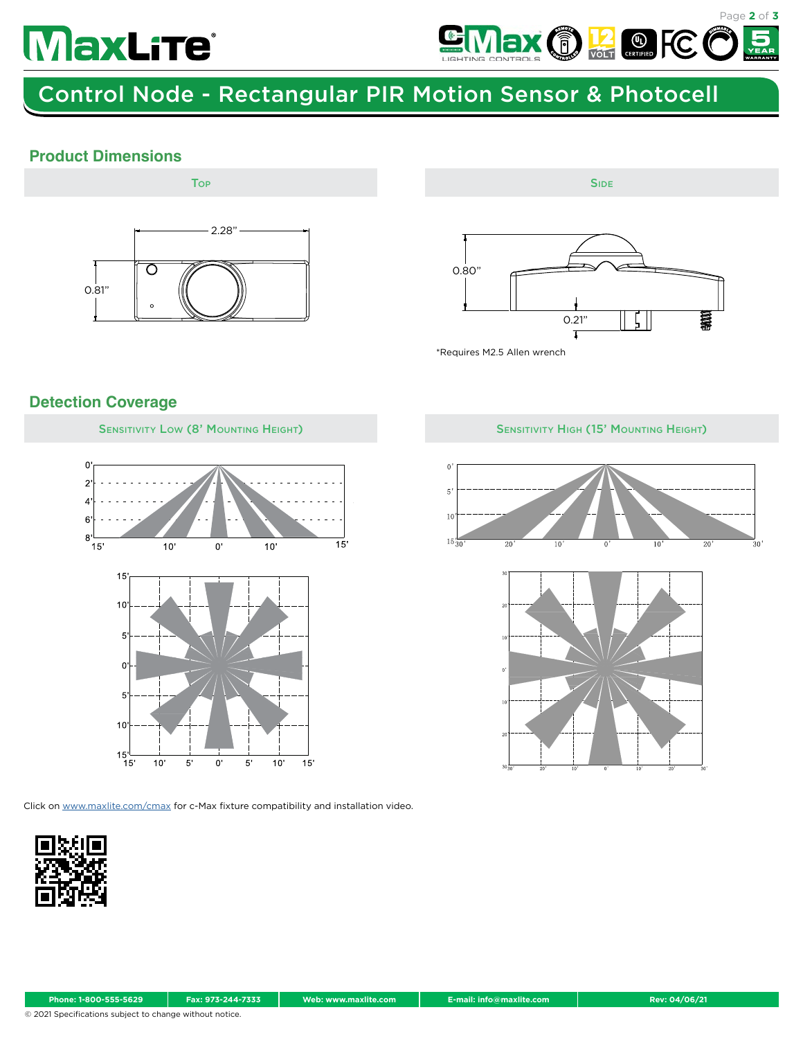# Control Node - Rectangular PIR Motion Sensor & Photocell

## Product Dimensions

### Top

2.28"

0.81"

### Side

0.80"

0.21"

*Requires M2.5 Allen wrench

## Detection Coverage

### Sensitivity Low (8' Mounting Height)

0'
2'
4'
6'
8'
15' 10' 0' 10' 15'

15'
10'
5'
0'
5'
10'
15'
15' 10' 5' 0' 5' 10' 15'

### Sensitivity High (15' Mounting Height)

0'
5'
10'
15
30' 20' 10' 0' 10' 20' 30'

30
20
10
0'
10
20
30
30' 20' 10' 0' 10' 20' 30'

Click on www.maxlite.com/cmax for c-Max fixture compatibility and installation video.

| Phone: 1-800-555-5629 | Fax: 973-244-7333 | Web: www.maxlite.com | E-mail: info@maxlite.com | Rev: 04/06/21 |
|---|---|---|---|---|

© 2021 Specifications subject to change without notice.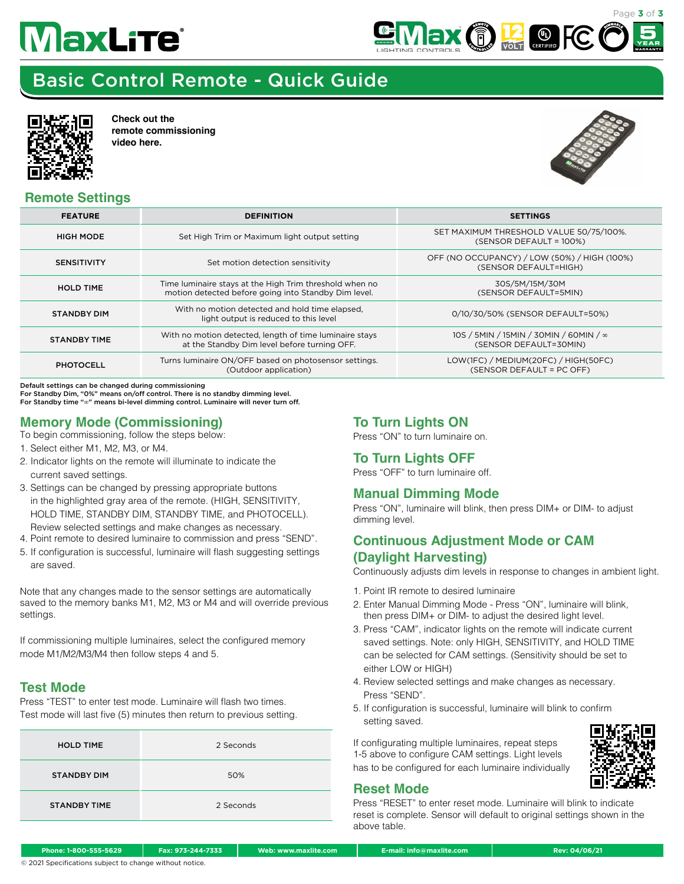# Basic Control Remote - Quick Guide

**Check out the remote commissioning video here.**

## Remote Settings

| FEATURE | DEFINITION | SETTINGS |
|---|---|---|
| HIGH MODE | Set High Trim or Maximum light output setting | SET MAXIMUM THRESHOLD VALUE 50/75/100%. (SENSOR DEFAULT = 100%) |
| SENSITIVITY | Set motion detection sensitivity | OFF (NO OCCUPANCY) / LOW (50%) / HIGH (100%) (SENSOR DEFAULT=HIGH) |
| HOLD TIME | Time luminaire stays at the High Trim threshold when no motion detected before going into Standby Dim level. | 30S/5M/15M/30M (SENSOR DEFAULT=5MIN) |
| STANDBY DIM | With no motion detected and hold time elapsed, light output is reduced to this level | 0/10/30/50% (SENSOR DEFAULT=50%) |
| STANDBY TIME | With no motion detected, length of time luminaire stays at the Standby Dim level before turning OFF. | 10S / 5MIN / 15MIN / 30MIN / 60MIN / ∞ (SENSOR DEFAULT=30MIN) |
| PHOTOCELL | Turns luminaire ON/OFF based on photosensor settings. (Outdoor application) | LOW(1FC) / MEDIUM(20FC) / HIGH(50FC) (SENSOR DEFAULT = PC OFF) |

**Default settings can be changed during commissioning**
**For Standby Dim, "0%" means on/off control. There is no standby dimming level.**
**For Standby time "∞" means bi-level dimming control. Luminaire will never turn off.**

## Memory Mode (Commissioning)

To begin commissioning, follow the steps below:

1. Select either M1, M2, M3, or M4.
2. Indicator lights on the remote will illuminate to indicate the current saved settings.
3. Settings can be changed by pressing appropriate buttons in the highlighted gray area of the remote. (HIGH, SENSITIVITY, HOLD TIME, STANDBY DIM, STANDBY TIME, and PHOTOCELL). Review selected settings and make changes as necessary.
4. Point remote to desired luminaire to commission and press "SEND".
5. If configuration is successful, luminaire will flash suggesting settings are saved.

Note that any changes made to the sensor settings are automatically saved to the memory banks M1, M2, M3 or M4 and will override previous settings.

If commissioning multiple luminaires, select the configured memory mode M1/M2/M3/M4 then follow steps 4 and 5.

## Test Mode

Press "TEST" to enter test mode. Luminaire will flash two times. Test mode will last five (5) minutes then return to previous setting.

| | |
|---|---|
| HOLD TIME | 2 Seconds |
| STANDBY DIM | 50% |
| STANDBY TIME | 2 Seconds |

## To Turn Lights ON

Press "ON" to turn luminaire on.

## To Turn Lights OFF

Press "OFF" to turn luminaire off.

## Manual Dimming Mode

Press "ON", luminaire will blink, then press DIM+ or DIM- to adjust dimming level.

## Continuous Adjustment Mode or CAM (Daylight Harvesting)

Continuously adjusts dim levels in response to changes in ambient light.

1. Point IR remote to desired luminaire
2. Enter Manual Dimming Mode - Press "ON", luminaire will blink, then press DIM+ or DIM- to adjust the desired light level.
3. Press "CAM", indicator lights on the remote will indicate current saved settings. Note: only HIGH, SENSITIVITY, and HOLD TIME can be selected for CAM settings. (Sensitivity should be set to either LOW or HIGH)
4. Review selected settings and make changes as necessary. Press "SEND".
5. If configuration is successful, luminaire will blink to confirm setting saved.

If configurating multiple luminaires, repeat steps 1-5 above to configure CAM settings. Light levels has to be configured for each luminaire individually

## Reset Mode

Press "RESET" to enter reset mode. Luminaire will blink to indicate reset is complete. Sensor will default to original settings shown in the above table.

Phone: 1-800-555-5629 | Fax: 973-244-7333 | Web: www.maxlite.com | E-mail: info@maxlite.com | Rev: 04/06/21

© 2021 Specifications subject to change without notice.